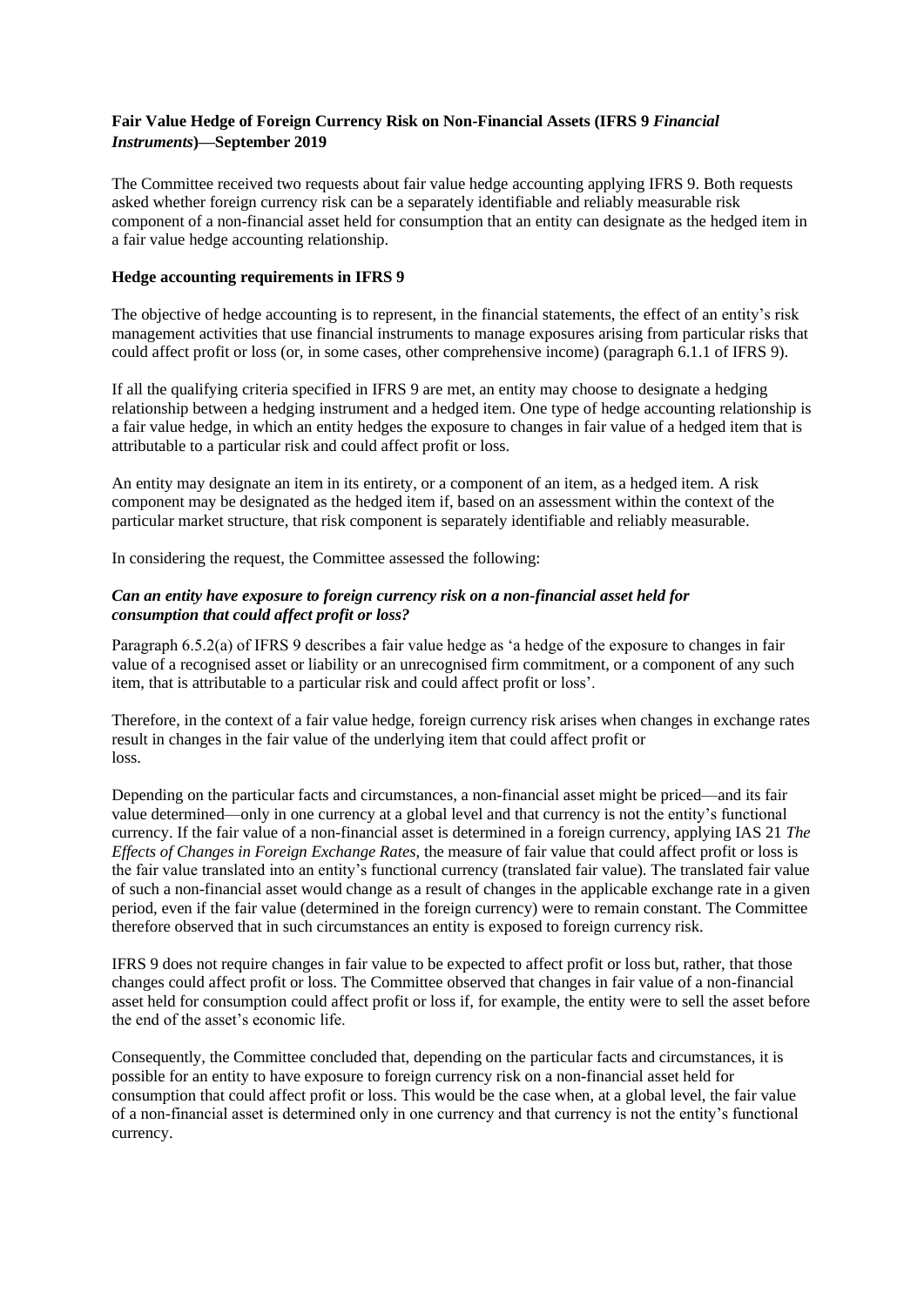# Fair Value Hedge of Foreign Currency Risk on Non-Financial Assets (IFRS 9 *Financial Instruments*)—September 2019

The Committee received two requests about fair value hedge accounting applying IFRS 9. Both requests asked whether foreign currency risk can be a separately identifiable and reliably measurable risk component of a non-financial asset held for consumption that an entity can designate as the hedged item in a fair value hedge accounting relationship.

## Hedge accounting requirements in IFRS 9

The objective of hedge accounting is to represent, in the financial statements, the effect of an entity's risk management activities that use financial instruments to manage exposures arising from particular risks that could affect profit or loss (or, in some cases, other comprehensive income) (paragraph 6.1.1 of IFRS 9).

If all the qualifying criteria specified in IFRS 9 are met, an entity may choose to designate a hedging relationship between a hedging instrument and a hedged item. One type of hedge accounting relationship is a fair value hedge, in which an entity hedges the exposure to changes in fair value of a hedged item that is attributable to a particular risk and could affect profit or loss.

An entity may designate an item in its entirety, or a component of an item, as a hedged item. A risk component may be designated as the hedged item if, based on an assessment within the context of the particular market structure, that risk component is separately identifiable and reliably measurable.

In considering the request, the Committee assessed the following:

### *Can an entity have exposure to foreign currency risk on a non-financial asset held for consumption that could affect profit or loss?*

Paragraph 6.5.2(a) of IFRS 9 describes a fair value hedge as 'a hedge of the exposure to changes in fair value of a recognised asset or liability or an unrecognised firm commitment, or a component of any such item, that is attributable to a particular risk and could affect profit or loss'.

Therefore, in the context of a fair value hedge, foreign currency risk arises when changes in exchange rates result in changes in the fair value of the underlying item that could affect profit or loss.

Depending on the particular facts and circumstances, a non-financial asset might be priced—and its fair value determined—only in one currency at a global level and that currency is not the entity's functional currency. If the fair value of a non-financial asset is determined in a foreign currency, applying IAS 21 *The Effects of Changes in Foreign Exchange Rates*, the measure of fair value that could affect profit or loss is the fair value translated into an entity's functional currency (translated fair value). The translated fair value of such a non-financial asset would change as a result of changes in the applicable exchange rate in a given period, even if the fair value (determined in the foreign currency) were to remain constant. The Committee therefore observed that in such circumstances an entity is exposed to foreign currency risk.

IFRS 9 does not require changes in fair value to be expected to affect profit or loss but, rather, that those changes could affect profit or loss. The Committee observed that changes in fair value of a non-financial asset held for consumption could affect profit or loss if, for example, the entity were to sell the asset before the end of the asset's economic life.

Consequently, the Committee concluded that, depending on the particular facts and circumstances, it is possible for an entity to have exposure to foreign currency risk on a non-financial asset held for consumption that could affect profit or loss. This would be the case when, at a global level, the fair value of a non-financial asset is determined only in one currency and that currency is not the entity's functional currency.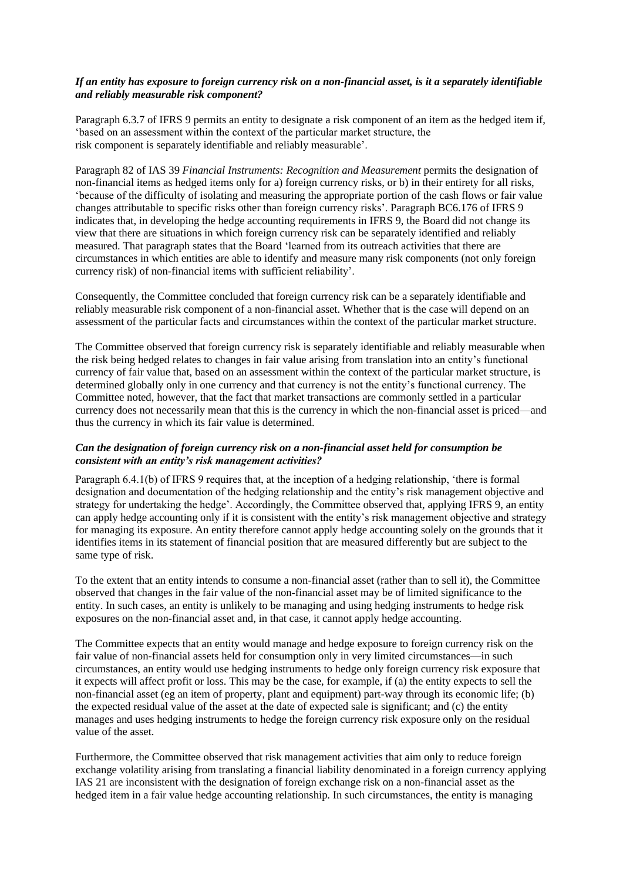***If an entity has exposure to foreign currency risk on a non-financial asset, is it a separately identifiable and reliably measurable risk component?***

Paragraph 6.3.7 of IFRS 9 permits an entity to designate a risk component of an item as the hedged item if, 'based on an assessment within the context of the particular market structure, the risk component is separately identifiable and reliably measurable'.

Paragraph 82 of IAS 39 *Financial Instruments: Recognition and Measurement* permits the designation of non-financial items as hedged items only for a) foreign currency risks, or b) in their entirety for all risks, 'because of the difficulty of isolating and measuring the appropriate portion of the cash flows or fair value changes attributable to specific risks other than foreign currency risks'. Paragraph BC6.176 of IFRS 9 indicates that, in developing the hedge accounting requirements in IFRS 9, the Board did not change its view that there are situations in which foreign currency risk can be separately identified and reliably measured. That paragraph states that the Board 'learned from its outreach activities that there are circumstances in which entities are able to identify and measure many risk components (not only foreign currency risk) of non-financial items with sufficient reliability'.

Consequently, the Committee concluded that foreign currency risk can be a separately identifiable and reliably measurable risk component of a non-financial asset. Whether that is the case will depend on an assessment of the particular facts and circumstances within the context of the particular market structure.

The Committee observed that foreign currency risk is separately identifiable and reliably measurable when the risk being hedged relates to changes in fair value arising from translation into an entity's functional currency of fair value that, based on an assessment within the context of the particular market structure, is determined globally only in one currency and that currency is not the entity's functional currency. The Committee noted, however, that the fact that market transactions are commonly settled in a particular currency does not necessarily mean that this is the currency in which the non-financial asset is priced—and thus the currency in which its fair value is determined.

***Can the designation of foreign currency risk on a non-financial asset held for consumption be consistent with an entity's risk management activities?***

Paragraph 6.4.1(b) of IFRS 9 requires that, at the inception of a hedging relationship, 'there is formal designation and documentation of the hedging relationship and the entity's risk management objective and strategy for undertaking the hedge'. Accordingly, the Committee observed that, applying IFRS 9, an entity can apply hedge accounting only if it is consistent with the entity's risk management objective and strategy for managing its exposure. An entity therefore cannot apply hedge accounting solely on the grounds that it identifies items in its statement of financial position that are measured differently but are subject to the same type of risk.

To the extent that an entity intends to consume a non-financial asset (rather than to sell it), the Committee observed that changes in the fair value of the non-financial asset may be of limited significance to the entity. In such cases, an entity is unlikely to be managing and using hedging instruments to hedge risk exposures on the non-financial asset and, in that case, it cannot apply hedge accounting.

The Committee expects that an entity would manage and hedge exposure to foreign currency risk on the fair value of non-financial assets held for consumption only in very limited circumstances—in such circumstances, an entity would use hedging instruments to hedge only foreign currency risk exposure that it expects will affect profit or loss. This may be the case, for example, if (a) the entity expects to sell the non-financial asset (eg an item of property, plant and equipment) part-way through its economic life; (b) the expected residual value of the asset at the date of expected sale is significant; and (c) the entity manages and uses hedging instruments to hedge the foreign currency risk exposure only on the residual value of the asset.

Furthermore, the Committee observed that risk management activities that aim only to reduce foreign exchange volatility arising from translating a financial liability denominated in a foreign currency applying IAS 21 are inconsistent with the designation of foreign exchange risk on a non-financial asset as the hedged item in a fair value hedge accounting relationship. In such circumstances, the entity is managing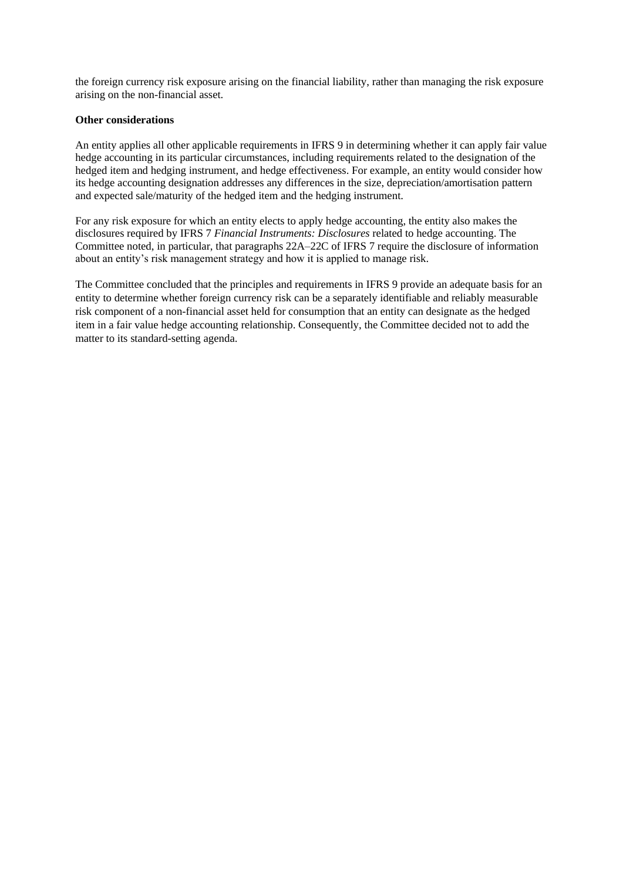the foreign currency risk exposure arising on the financial liability, rather than managing the risk exposure arising on the non-financial asset.

**Other considerations**

An entity applies all other applicable requirements in IFRS 9 in determining whether it can apply fair value hedge accounting in its particular circumstances, including requirements related to the designation of the hedged item and hedging instrument, and hedge effectiveness. For example, an entity would consider how its hedge accounting designation addresses any differences in the size, depreciation/amortisation pattern and expected sale/maturity of the hedged item and the hedging instrument.

For any risk exposure for which an entity elects to apply hedge accounting, the entity also makes the disclosures required by IFRS 7 *Financial Instruments: Disclosures* related to hedge accounting. The Committee noted, in particular, that paragraphs 22A–22C of IFRS 7 require the disclosure of information about an entity's risk management strategy and how it is applied to manage risk.

The Committee concluded that the principles and requirements in IFRS 9 provide an adequate basis for an entity to determine whether foreign currency risk can be a separately identifiable and reliably measurable risk component of a non-financial asset held for consumption that an entity can designate as the hedged item in a fair value hedge accounting relationship. Consequently, the Committee decided not to add the matter to its standard-setting agenda.